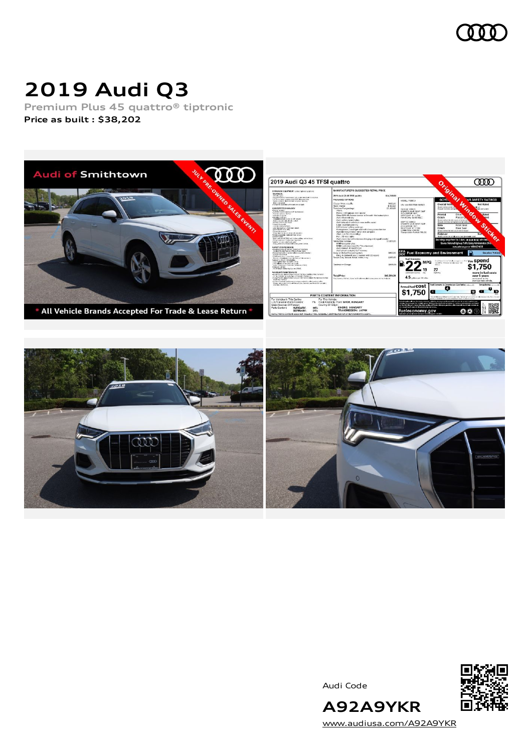# 2019 Audi Q3

Premium Plus 45 quattro® tiptronic

**Price as built : $38,202**

Audi Code

**A92A9YKR**

www.audiusa.com/A92A9YKR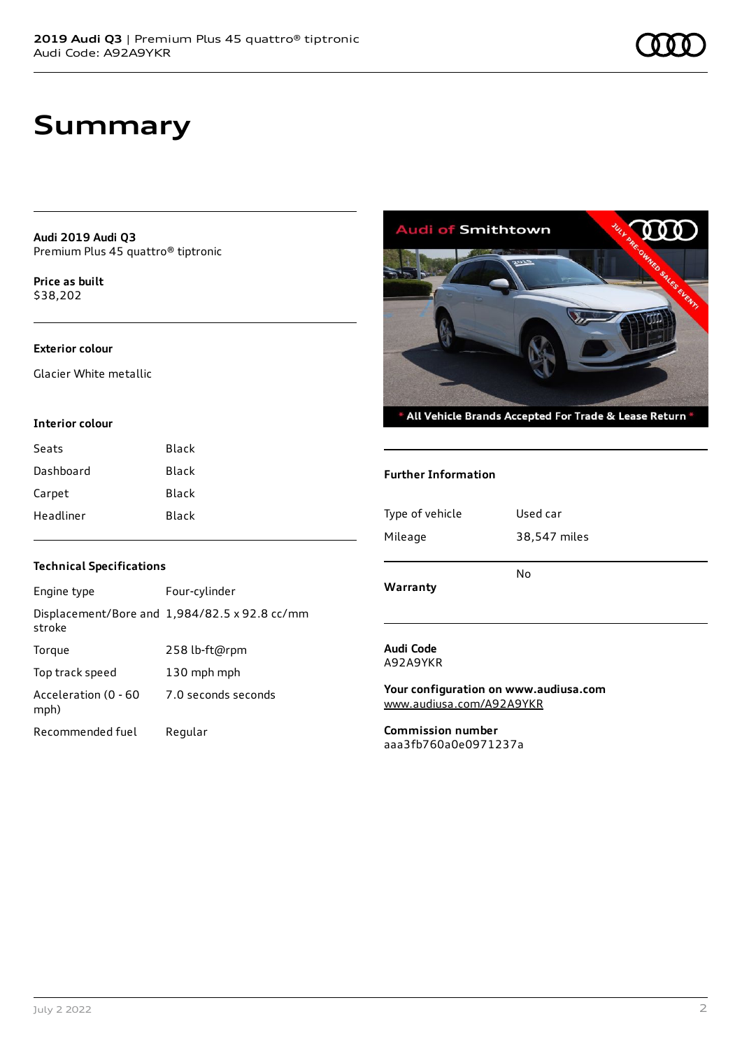# Summary

**Audi 2019 Audi Q3**
Premium Plus 45 quattro® tiptronic

**Price as built**
$38,202

### Exterior colour

Glacier White metallic

### Interior colour

| | |
|---|---|
| Seats | Black |
| Dashboard | Black |
| Carpet | Black |
| Headliner | Black |

### Technical Specifications

| | |
|---|---|
| Engine type | Four-cylinder |
| Displacement/Bore and stroke | 1,984/82.5 x 92.8 cc/mm |
| Torque | 258 lb-ft@rpm |
| Top track speed | 130 mph mph |
| Acceleration (0 - 60 mph) | 7.0 seconds seconds |
| Recommended fuel | Regular |

### Further Information

| | |
|---|---|
| Type of vehicle | Used car |
| Mileage | 38,547 miles |
| Warranty | No |

**Audi Code**
A92A9YKR

**Your configuration on www.audiusa.com**
www.audiusa.com/A92A9YKR

**Commission number**
aaa3fb760a0e0971237a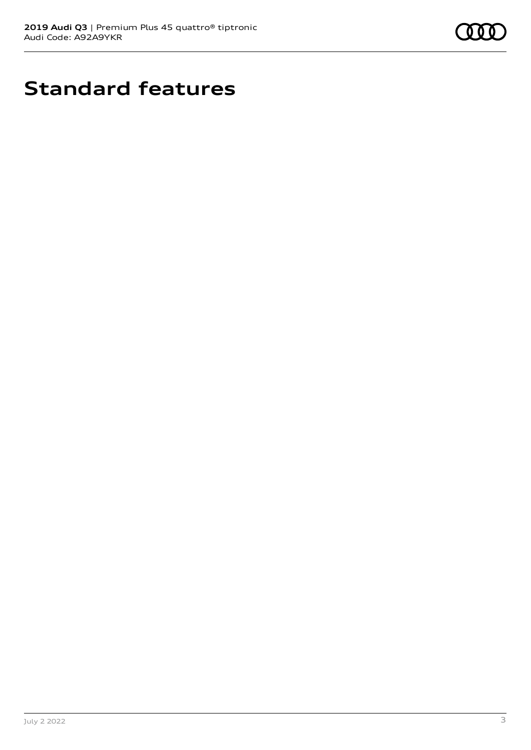# Standard features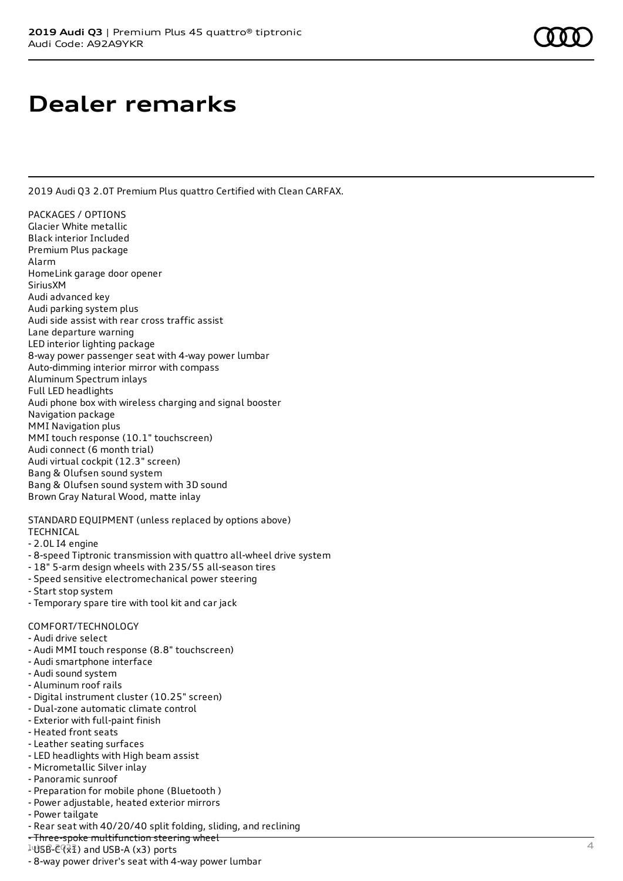# Dealer remarks

2019 Audi Q3 2.0T Premium Plus quattro Certified with Clean CARFAX.

PACKAGES / OPTIONS
Glacier White metallic
Black interior Included
Premium Plus package
Alarm
HomeLink garage door opener
SiriusXM
Audi advanced key
Audi parking system plus
Audi side assist with rear cross traffic assist
Lane departure warning
LED interior lighting package
8-way power passenger seat with 4-way power lumbar
Auto-dimming interior mirror with compass
Aluminum Spectrum inlays
Full LED headlights
Audi phone box with wireless charging and signal booster
Navigation package
MMI Navigation plus
MMI touch response (10.1" touchscreen)
Audi connect (6 month trial)
Audi virtual cockpit (12.3" screen)
Bang & Olufsen sound system
Bang & Olufsen sound system with 3D sound
Brown Gray Natural Wood, matte inlay

STANDARD EQUIPMENT (unless replaced by options above)
TECHNICAL
- 2.0L I4 engine
- 8-speed Tiptronic transmission with quattro all-wheel drive system
- 18" 5-arm design wheels with 235/55 all-season tires
- Speed sensitive electromechanical power steering
- Start stop system
- Temporary spare tire with tool kit and car jack

COMFORT/TECHNOLOGY
- Audi drive select
- Audi MMI touch response (8.8" touchscreen)
- Audi smartphone interface
- Audi sound system
- Aluminum roof rails
- Digital instrument cluster (10.25" screen)
- Dual-zone automatic climate control
- Exterior with full-paint finish
- Heated front seats
- Leather seating surfaces
- LED headlights with High beam assist
- Micrometallic Silver inlay
- Panoramic sunroof
- Preparation for mobile phone (Bluetooth )
- Power adjustable, heated exterior mirrors
- Power tailgate
- Rear seat with 40/20/40 split folding, sliding, and reclining
- Three-spoke multifunction steering wheel
- USB-C (x1) and USB-A (x3) ports
- 8-way power driver's seat with 4-way power lumbar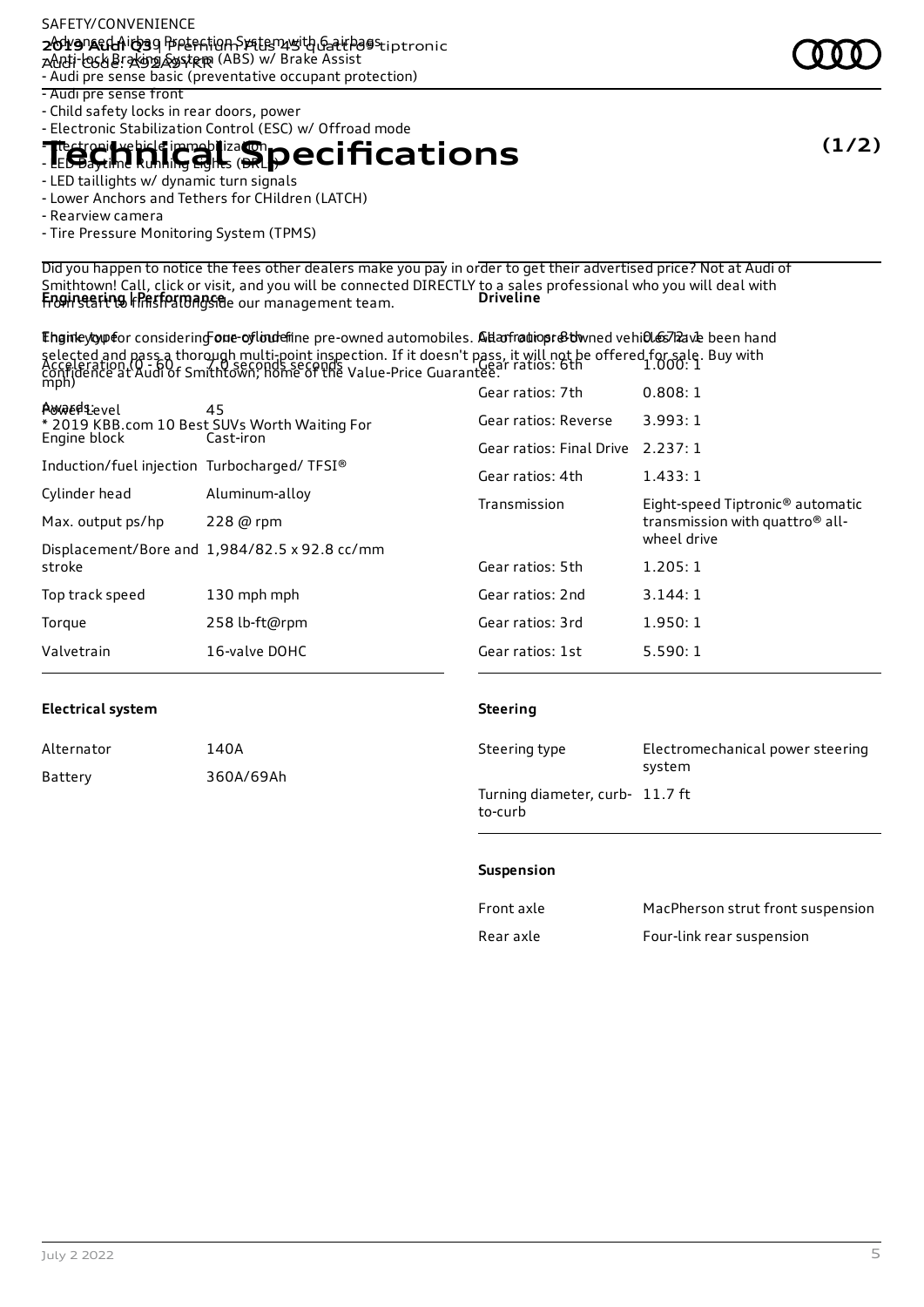SAFETY/CONVENIENCE

- Advanced Airbag Protection System with 6 airbags
- Anti-lock Braking System (ABS) w/ Brake Assist
- Audi pre sense basic (preventative occupant protection)
- Audi pre sense front
- Child safety locks in rear doors, power
- Electronic Stabilization Control (ESC) w/ Offroad mode
- Electronic vehicle immobilization
- LED Daytime Running Lights (DRL)
- LED taillights w/ dynamic turn signals
- Lower Anchors and Tethers for CHildren (LATCH)
- Rearview camera
- Tire Pressure Monitoring System (TPMS)

Did you happen to notice the fees other dealers make you pay in order to get their advertised price? Not at Audi of Smithtown! Call, click or visit, and you will be connected DIRECTLY to a sales professional who you will deal with from start to finish alongside our management team.

Thank you for considering one of our fine pre-owned automobiles. All of our pre-owned vehicles have been hand selected and pass a thorough multi-point inspection. If it doesn't pass, it will not be offered for sale. Buy with confidence at Audi of Smithtown, home of the Value-Price Guarantee.

Awards:
* 2019 KBB.com 10 Best SUVs Worth Waiting For

2019 Audi Q3 Premium Plus 45 quattro tiptronic
Audi Code: A92A9YKR

# Technical Specifications

### Engineering | Performance

| | |
|---|---|
| Engine type | Four-cylinder |
| Acceleration (0 - 60 mph) | 7.0 seconds seconds |
| Power Level | 45 |
| Engine block | Cast-iron |
| Induction/fuel injection | Turbocharged/ TFSI® |
| Cylinder head | Aluminum-alloy |
| Max. output ps/hp | 228 @ rpm |
| Displacement/Bore and stroke | 1,984/82.5 x 92.8 cc/mm |
| Top track speed | 130 mph mph |
| Torque | 258 lb-ft@rpm |
| Valvetrain | 16-valve DOHC |

### Driveline

| | |
|---|---|
| Gear ratios: 8th | 0.672: 1 |
| Gear ratios: 6th | 1.000: 1 |
| Gear ratios: 7th | 0.808: 1 |
| Gear ratios: Reverse | 3.993: 1 |
| Gear ratios: Final Drive | 2.237: 1 |
| Gear ratios: 4th | 1.433: 1 |
| Transmission | Eight-speed Tiptronic® automatic transmission with quattro® all-wheel drive |
| Gear ratios: 5th | 1.205: 1 |
| Gear ratios: 2nd | 3.144: 1 |
| Gear ratios: 3rd | 1.950: 1 |
| Gear ratios: 1st | 5.590: 1 |

### Electrical system

| | |
|---|---|
| Alternator | 140A |
| Battery | 360A/69Ah |

### Steering

| | |
|---|---|
| Steering type | Electromechanical power steering system |
| Turning diameter, curb-to-curb | 11.7 ft |

### Suspension

| | |
|---|---|
| Front axle | MacPherson strut front suspension |
| Rear axle | Four-link rear suspension |

July 2 2022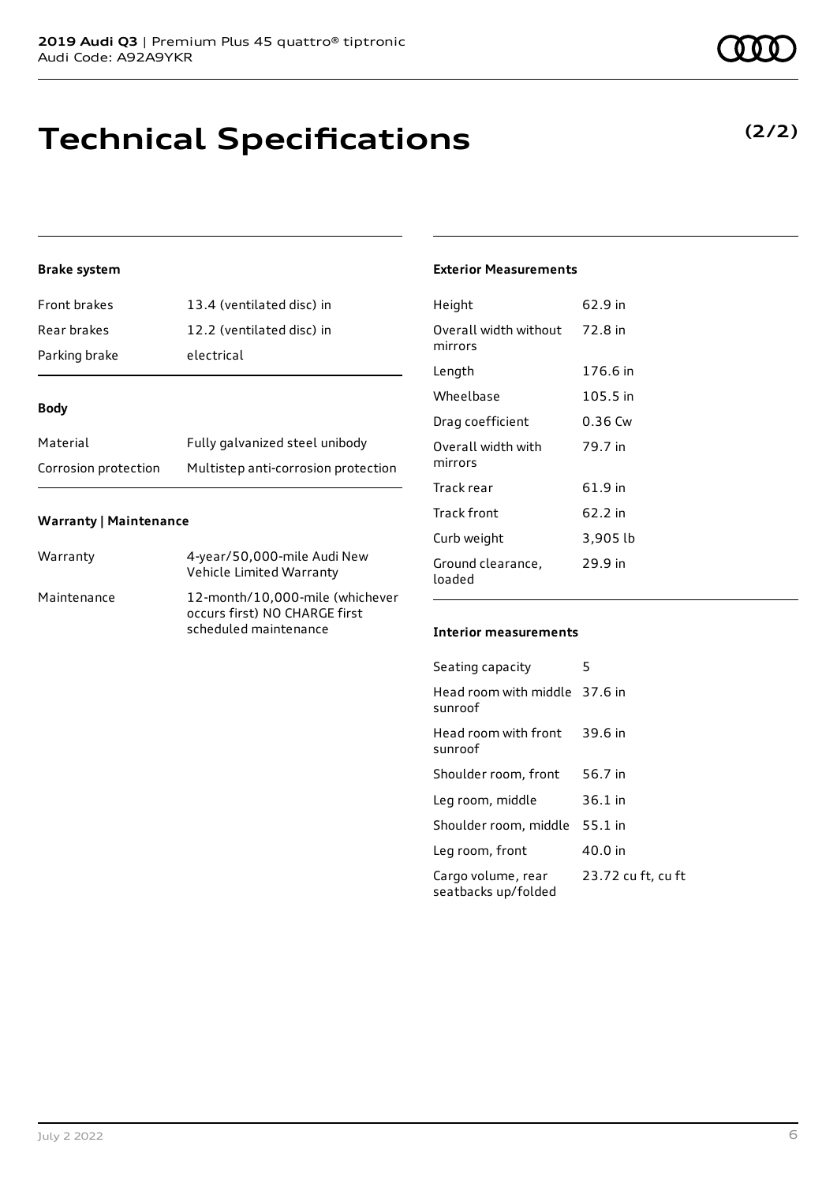# Technical Specifications

**(2/2)**

### Brake system

| | |
|---|---|
| Front brakes | 13.4 (ventilated disc) in |
| Rear brakes | 12.2 (ventilated disc) in |
| Parking brake | electrical |

### Body

| | |
|---|---|
| Material | Fully galvanized steel unibody |
| Corrosion protection | Multistep anti-corrosion protection |

### Warranty | Maintenance

| | |
|---|---|
| Warranty | 4-year/50,000-mile Audi New Vehicle Limited Warranty |
| Maintenance | 12-month/10,000-mile (whichever occurs first) NO CHARGE first scheduled maintenance |

### Exterior Measurements

| | |
|---|---|
| Height | 62.9 in |
| Overall width without mirrors | 72.8 in |
| Length | 176.6 in |
| Wheelbase | 105.5 in |
| Drag coefficient | 0.36 Cw |
| Overall width with mirrors | 79.7 in |
| Track rear | 61.9 in |
| Track front | 62.2 in |
| Curb weight | 3,905 lb |
| Ground clearance, loaded | 29.9 in |

### Interior measurements

| | |
|---|---|
| Seating capacity | 5 |
| Head room with middle sunroof | 37.6 in |
| Head room with front sunroof | 39.6 in |
| Shoulder room, front | 56.7 in |
| Leg room, middle | 36.1 in |
| Shoulder room, middle | 55.1 in |
| Leg room, front | 40.0 in |
| Cargo volume, rear seatbacks up/folded | 23.72 cu ft, cu ft |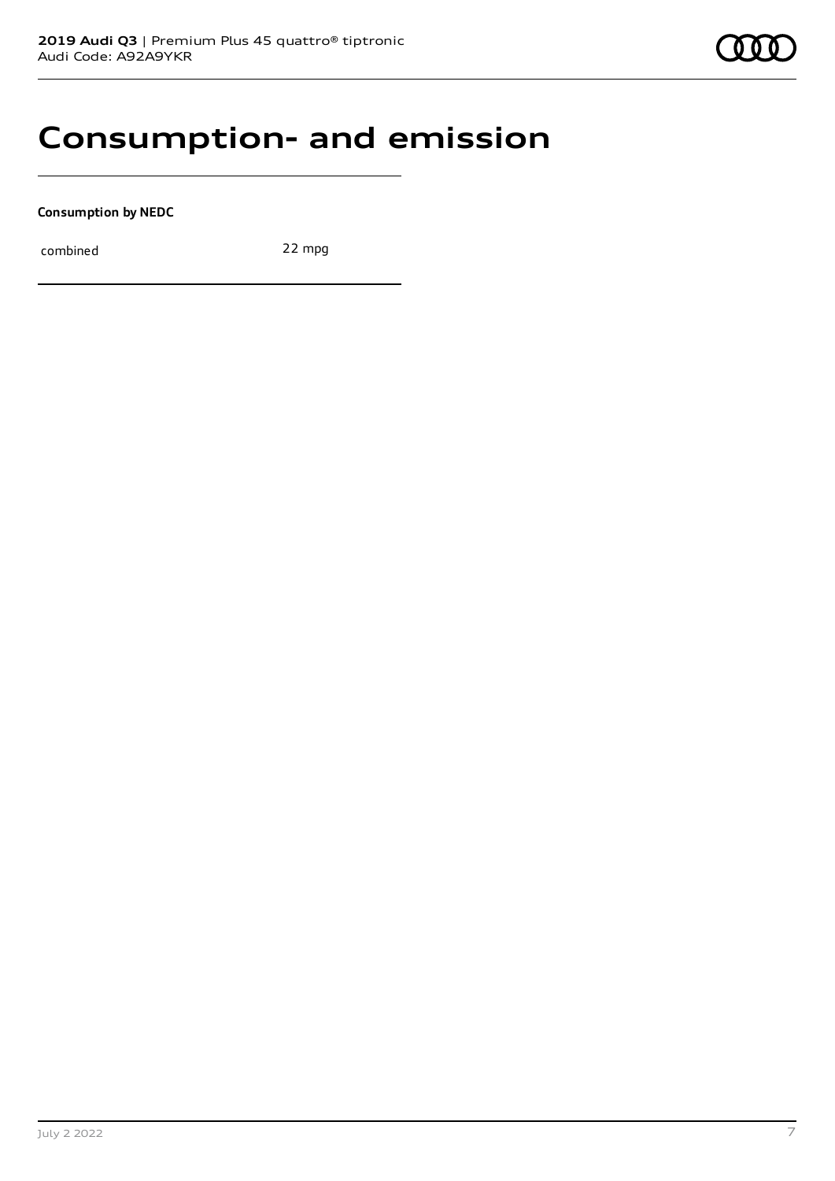# Consumption- and emission

**Consumption by NEDC**

| | |
|---|---|
| combined | 22 mpg |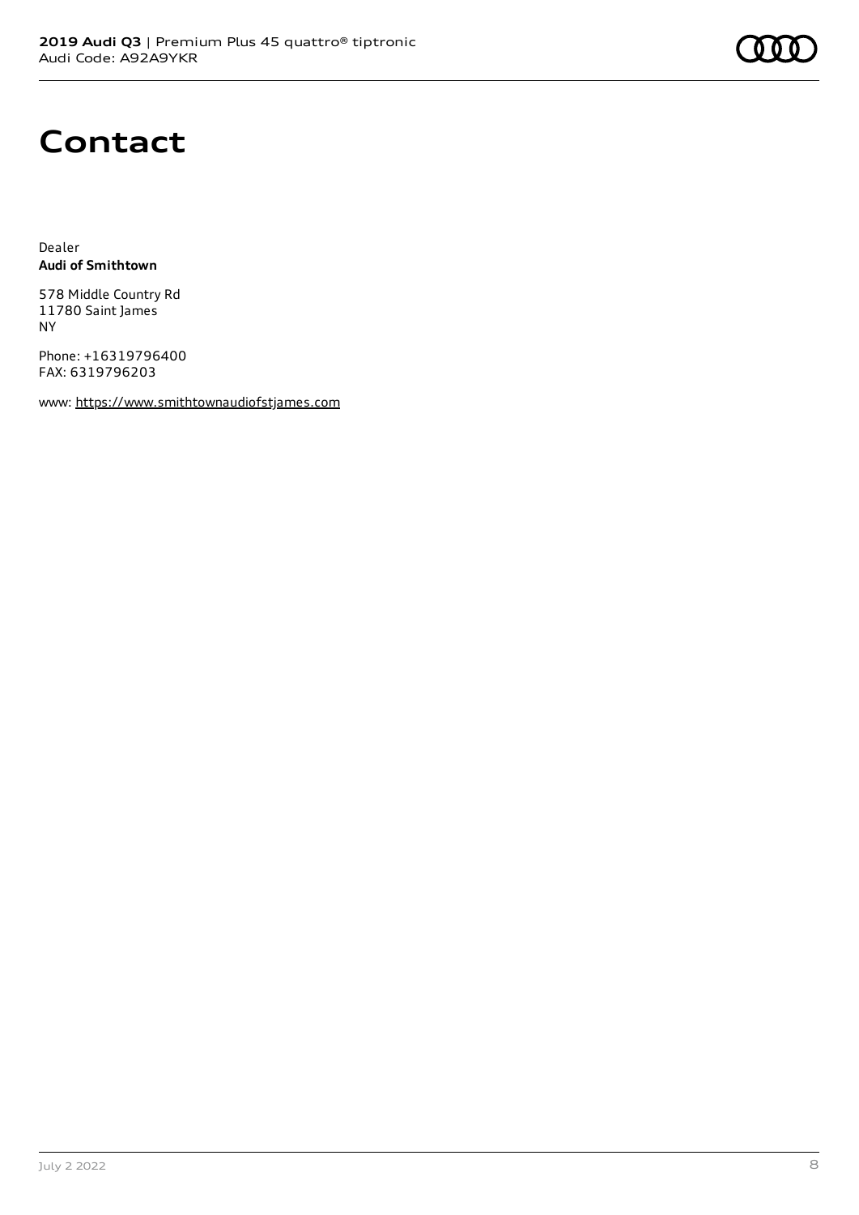# Contact

Dealer
**Audi of Smithtown**

578 Middle Country Rd
11780 Saint James
NY

Phone: +16319796400
FAX: 6319796203

www: https://www.smithtownaudiofstjames.com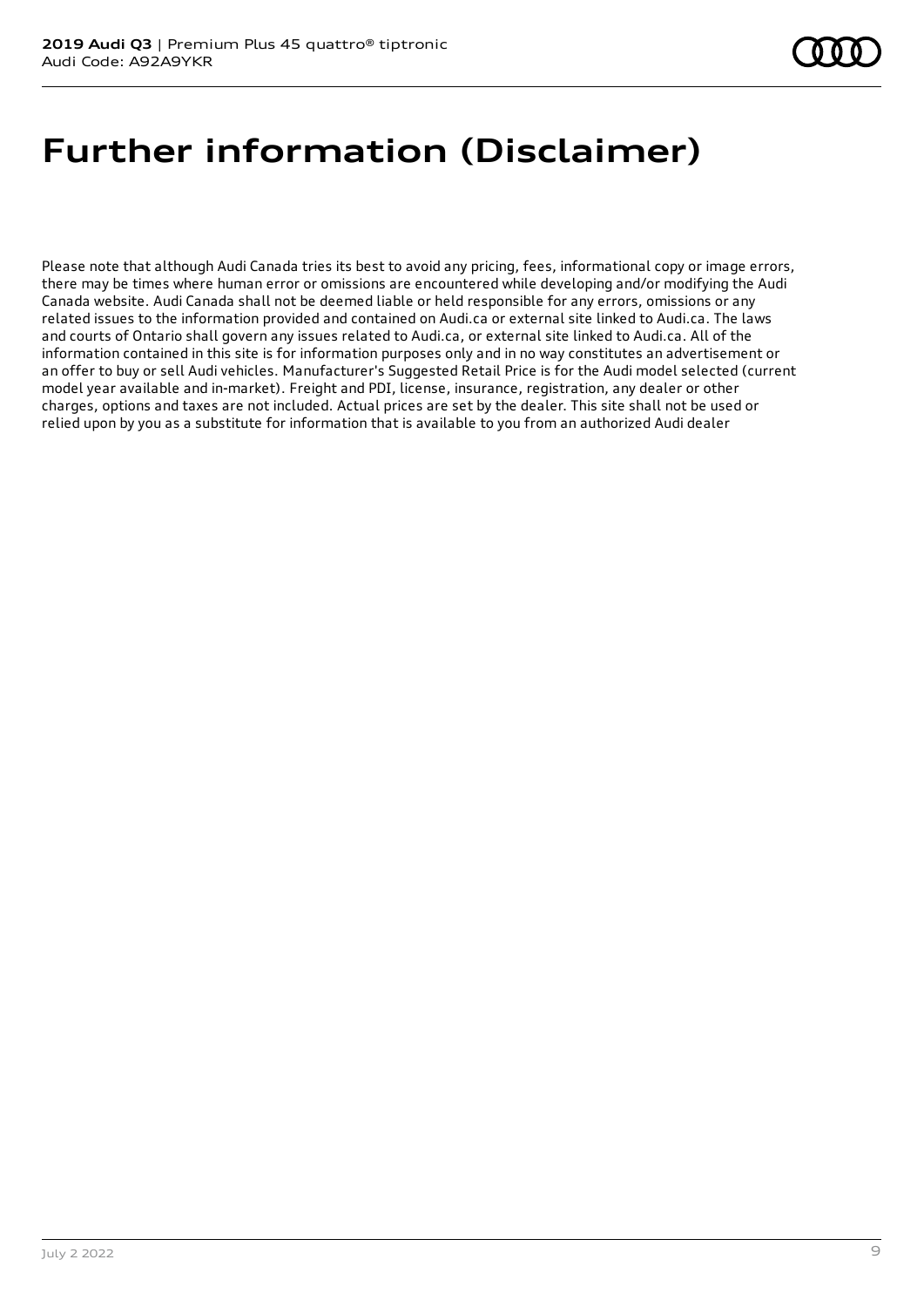# Further information (Disclaimer)

Please note that although Audi Canada tries its best to avoid any pricing, fees, informational copy or image errors, there may be times where human error or omissions are encountered while developing and/or modifying the Audi Canada website. Audi Canada shall not be deemed liable or held responsible for any errors, omissions or any related issues to the information provided and contained on Audi.ca or external site linked to Audi.ca. The laws and courts of Ontario shall govern any issues related to Audi.ca, or external site linked to Audi.ca. All of the information contained in this site is for information purposes only and in no way constitutes an advertisement or an offer to buy or sell Audi vehicles. Manufacturer's Suggested Retail Price is for the Audi model selected (current model year available and in-market). Freight and PDI, license, insurance, registration, any dealer or other charges, options and taxes are not included. Actual prices are set by the dealer. This site shall not be used or relied upon by you as a substitute for information that is available to you from an authorized Audi dealer